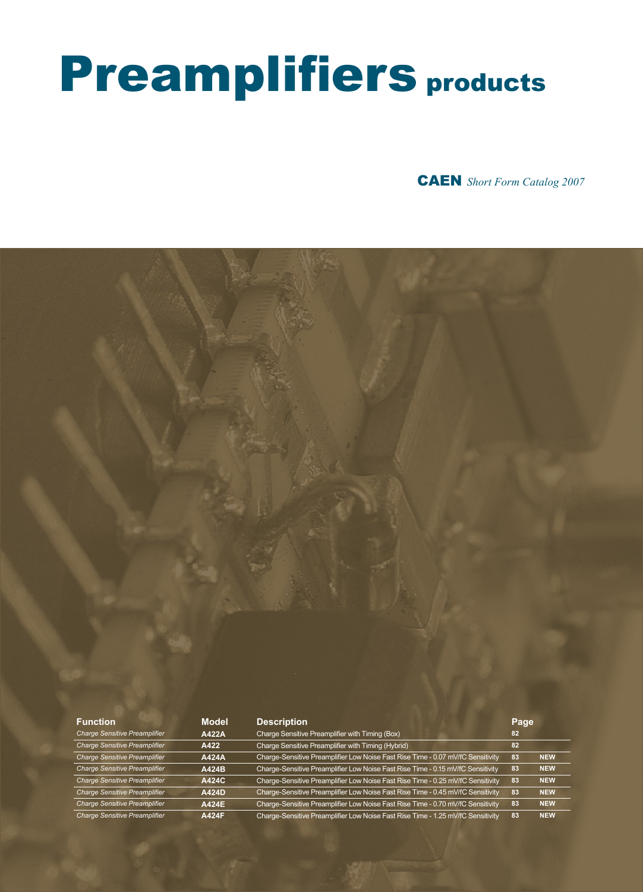# Preamplifiers products

**CAEN** *Short Form Catalog 2007*

| Function | Model | Description | Page | |
|---|---|---|---|---|
| *Charge Sensitive Preamplifier* | **A422A** | Charge Sensitive Preamplifier with Timing (Box) | 82 | |
| *Charge Sensitive Preamplifier* | **A422** | Charge Sensitive Preamplifier with Timing (Hybrid) | 82 | |
| *Charge Sensitive Preamplifier* | **A424A** | Charge-Sensitive Preamplifier Low Noise Fast Rise Time - 0.07 mV/fC Sensitivity | 83 | **NEW** |
| *Charge Sensitive Preamplifier* | **A424B** | Charge-Sensitive Preamplifier Low Noise Fast Rise Time - 0.15 mV/fC Sensitivity | 83 | **NEW** |
| *Charge Sensitive Preamplifier* | **A424C** | Charge-Sensitive Preamplifier Low Noise Fast Rise Time - 0.25 mV/fC Sensitivity | 83 | **NEW** |
| *Charge Sensitive Preamplifier* | **A424D** | Charge-Sensitive Preamplifier Low Noise Fast Rise Time - 0.45 mV/fC Sensitivity | 83 | **NEW** |
| *Charge Sensitive Preamplifier* | **A424E** | Charge-Sensitive Preamplifier Low Noise Fast Rise Time - 0.70 mV/fC Sensitivity | 83 | **NEW** |
| *Charge Sensitive Preamplifier* | **A424F** | Charge-Sensitive Preamplifier Low Noise Fast Rise Time - 1.25 mV/fC Sensitivity | 83 | **NEW** |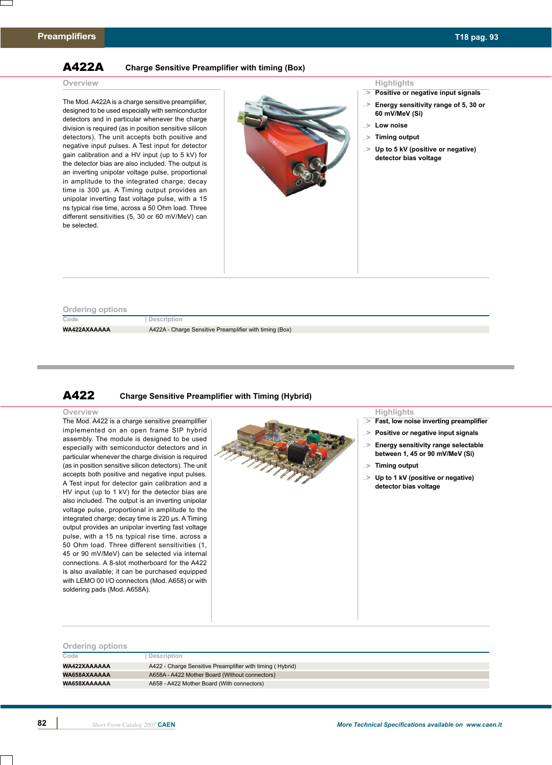# A422A Charge Sensitive Preamplifier with timing (Box)

## Overview

The Mod. A422A is a charge sensitive preamplifier, designed to be used especially with semiconductor detectors and in particular whenever the charge division is required (as in position sensitive silicon detectors). The unit accepts both positive and negative input pulses. A Test input for detector gain calibration and a HV input (up to 5 kV) for the detector bias are also included. The output is an inverting unipolar voltage pulse, proportional in amplitude to the integrated charge; decay time is 300 µs. A Timing output provides an unipolar inverting fast voltage pulse, with a 15 ns typical rise time, across a 50 Ohm load. Three different sensitivities (5, 30 or 60 mV/MeV) can be selected.

## Highlights

- **Positive or negative input signals**
- **Energy sensitivity range of 5, 30 or 60 mV/MeV (Si)**
- **Low noise**
- **Timing output**
- **Up to 5 kV (positive or negative) detector bias voltage**

## Ordering options

| Code | Description |
|---|---|
| WA422AXAAAAA | A422A - Charge Sensitive Preamplifier with timing (Box) |

# A422 Charge Sensitive Preamplifier with Timing (Hybrid)

## Overview

The Mod. A422 is a charge sensitive preamplifier implemented on an open frame SIP hybrid assembly. The module is designed to be used especially with semiconductor detectors and in particular whenever the charge division is required (as in position sensitive silicon detectors). The unit accepts both positive and negative input pulses. A Test input for detector gain calibration and a HV input (up to 1 kV) for the detector bias are also included. The output is an inverting unipolar voltage pulse, proportional in amplitude to the integrated charge; decay time is 220 µs. A Timing output provides an unipolar inverting fast voltage pulse, with a 15 ns typical rise time, across a 50 Ohm load. Three different sensitivities (1, 45 or 90 mV/MeV) can be selected via internal connections. A 8-slot motherboard for the A422 is also available; it can be purchased equipped with LEMO 00 I/O connectors (Mod. A658) or with soldering pads (Mod. A658A).

## Highlights

- **Fast, low noise inverting preamplifier**
- **Positive or negative input signals**
- **Energy sensitivity range selectable between 1, 45 or 90 mV/MeV (Si)**
- **Timing output**
- **Up to 1 kV (positive or negative) detector bias voltage**

## Ordering options

| Code | Description |
|---|---|
| WA422XAAAAAA | A422 - Charge Sensitive Preamplifier with timing ( Hybrid) |
| WA658AXAAAAA | A658A - A422 Mother Board (Without connectors) |
| WA658XAAAAAA | A658 - A422 Mother Board (With connectors) |

More Technical Specifications available on www.caen.it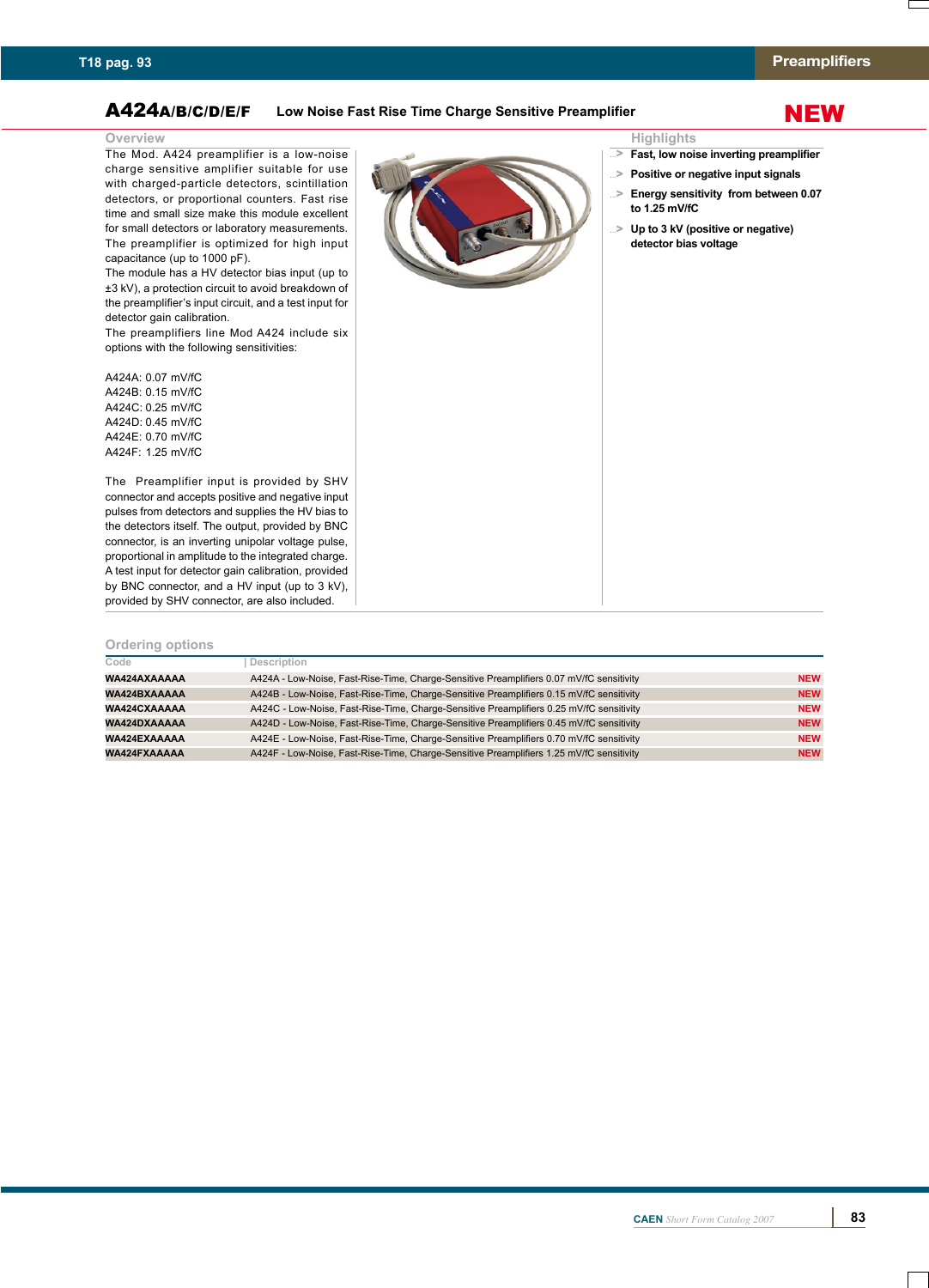# A424A/B/C/D/E/F Low Noise Fast Rise Time Charge Sensitive Preamplifier

**NEW**

## Overview

The Mod. A424 preamplifier is a low-noise charge sensitive amplifier suitable for use with charged-particle detectors, scintillation detectors, or proportional counters. Fast rise time and small size make this module excellent for small detectors or laboratory measurements. The preamplifier is optimized for high input capacitance (up to 1000 pF).

The module has a HV detector bias input (up to ±3 kV), a protection circuit to avoid breakdown of the preamplifier's input circuit, and a test input for detector gain calibration.

The preamplifiers line Mod A424 include six options with the following sensitivities:

A424A: 0.07 mV/fC
A424B: 0.15 mV/fC
A424C: 0.25 mV/fC
A424D: 0.45 mV/fC
A424E: 0.70 mV/fC
A424F: 1.25 mV/fC

The Preamplifier input is provided by SHV connector and accepts positive and negative input pulses from detectors and supplies the HV bias to the detectors itself. The output, provided by BNC connector, is an inverting unipolar voltage pulse, proportional in amplitude to the integrated charge. A test input for detector gain calibration, provided by BNC connector, and a HV input (up to 3 kV), provided by SHV connector, are also included.

## Highlights

- **Fast, low noise inverting preamplifier**
- **Positive or negative input signals**
- **Energy sensitivity from between 0.07 to 1.25 mV/fC**
- **Up to 3 kV (positive or negative) detector bias voltage**

## Ordering options

| Code | Description | |
|---|---|---|
| **WA424AXAAAAA** | A424A - Low-Noise, Fast-Rise-Time, Charge-Sensitive Preamplifiers 0.07 mV/fC sensitivity | NEW |
| **WA424BXAAAAA** | A424B - Low-Noise, Fast-Rise-Time, Charge-Sensitive Preamplifiers 0.15 mV/fC sensitivity | NEW |
| **WA424CXAAAAA** | A424C - Low-Noise, Fast-Rise-Time, Charge-Sensitive Preamplifiers 0.25 mV/fC sensitivity | NEW |
| **WA424DXAAAAA** | A424D - Low-Noise, Fast-Rise-Time, Charge-Sensitive Preamplifiers 0.45 mV/fC sensitivity | NEW |
| **WA424EXAAAAA** | A424E - Low-Noise, Fast-Rise-Time, Charge-Sensitive Preamplifiers 0.70 mV/fC sensitivity | NEW |
| **WA424FXAAAAA** | A424F - Low-Noise, Fast-Rise-Time, Charge-Sensitive Preamplifiers 1.25 mV/fC sensitivity | NEW |